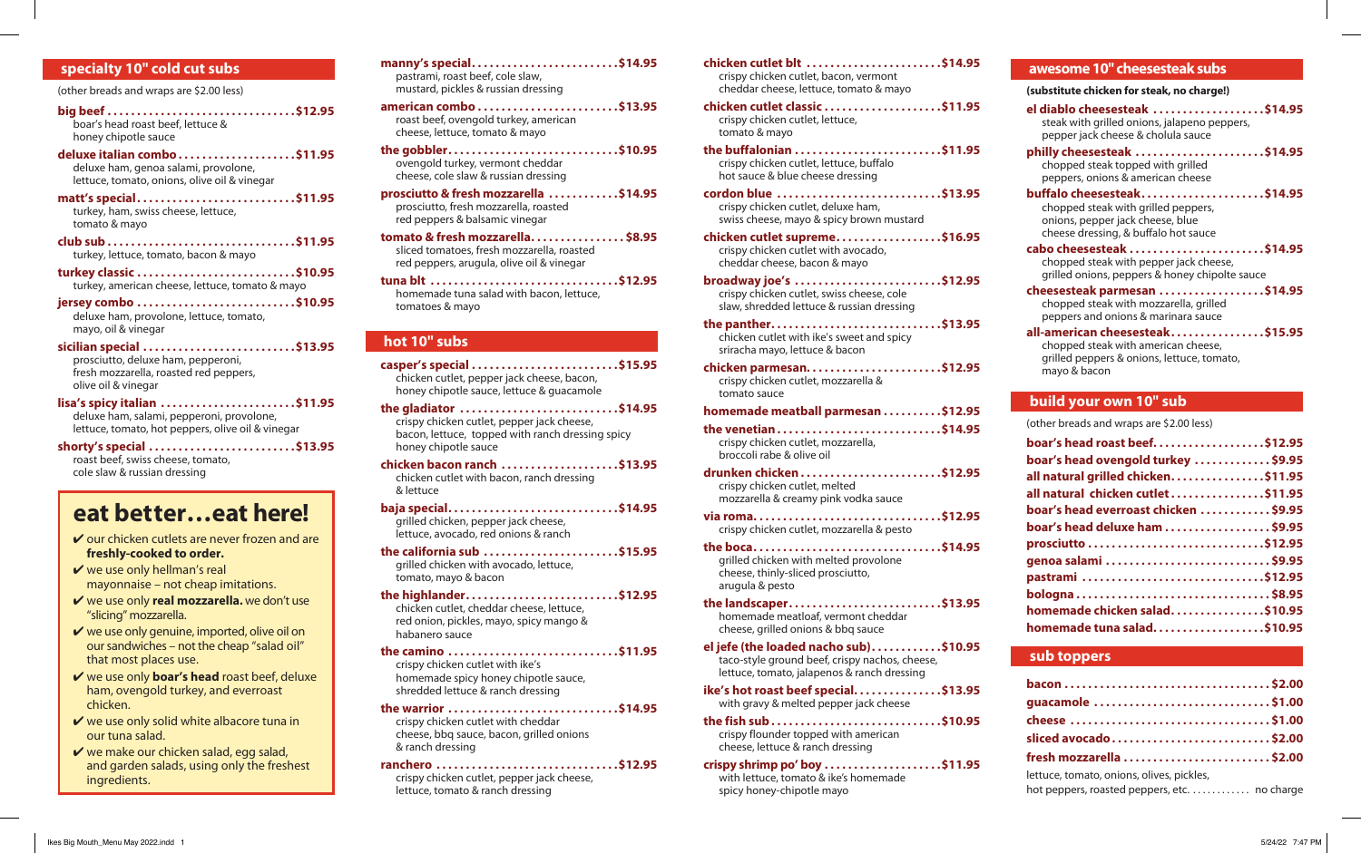## specialty 10" cold cut subs

(other breads and wraps are $2.00 less)

**big beef** ........ **$12.95**
boar's head roast beef, lettuce & honey chipotle sauce

**deluxe italian combo** ........ **$11.95**
deluxe ham, genoa salami, provolone, lettuce, tomato, onions, olive oil & vinegar

**matt's special** ........ **$11.95**
turkey, ham, swiss cheese, lettuce, tomato & mayo

**club sub** ........ **$11.95**
turkey, lettuce, tomato, bacon & mayo

**turkey classic** ........ **$10.95**
turkey, american cheese, lettuce, tomato & mayo

**jersey combo** ........ **$10.95**
deluxe ham, provolone, lettuce, tomato, mayo, oil & vinegar

**sicilian special** ........ **$13.95**
prosciutto, deluxe ham, pepperoni, fresh mozzarella, roasted red peppers, olive oil & vinegar

**lisa's spicy italian** ........ **$11.95**
deluxe ham, salami, pepperoni, provolone, lettuce, tomato, hot peppers, olive oil & vinegar

**shorty's special** ........ **$13.95**
roast beef, swiss cheese, tomato, cole slaw & russian dressing

## eat better...eat here!

- ✔ our chicken cutlets are never frozen and are **freshly-cooked to order.**
- ✔ we use only hellman's real mayonnaise – not cheap imitations.
- ✔ we use only **real mozzarella.** we don't use "slicing" mozzarella.
- ✔ we use only genuine, imported, olive oil on our sandwiches – not the cheap "salad oil" that most places use.
- ✔ we use only **boar's head** roast beef, deluxe ham, ovengold turkey, and everroast chicken.
- ✔ we use only solid white albacore tuna in our tuna salad.
- ✔ we make our chicken salad, egg salad, and garden salads, using only the freshest ingredients.

**manny's special** ........ **$14.95**
pastrami, roast beef, cole slaw, mustard, pickles & russian dressing

**american combo** ........ **$13.95**
roast beef, ovengold turkey, american cheese, lettuce, tomato & mayo

**the gobbler** ........ **$10.95**
ovengold turkey, vermont cheddar cheese, cole slaw & russian dressing

**prosciutto & fresh mozzarella** ........ **$14.95**
prosciutto, fresh mozzarella, roasted red peppers & balsamic vinegar

**tomato & fresh mozzarella** ........ **$8.95**
sliced tomatoes, fresh mozzarella, roasted red peppers, arugula, olive oil & vinegar

**tuna blt** ........ **$12.95**
homemade tuna salad with bacon, lettuce, tomatoes & mayo

## hot 10" subs

**casper's special** ........ **$15.95**
chicken cutlet, pepper jack cheese, bacon, honey chipotle sauce, lettuce & guacamole

**the gladiator** ........ **$14.95**
crispy chicken cutlet, pepper jack cheese, bacon, lettuce, topped with ranch dressing spicy honey chipotle sauce

**chicken bacon ranch** ........ **$13.95**
chicken cutlet with bacon, ranch dressing & lettuce

**baja special** ........ **$14.95**
grilled chicken, pepper jack cheese, lettuce, avocado, red onions & ranch

**the california sub** ........ **$15.95**
grilled chicken with avocado, lettuce, tomato, mayo & bacon

**the highlander** ........ **$12.95**
chicken cutlet, cheddar cheese, lettuce, red onion, pickles, mayo, spicy mango & habanero sauce

**the camino** ........ **$11.95**
crispy chicken cutlet with ike's homemade spicy honey chipotle sauce, shredded lettuce & ranch dressing

**the warrior** ........ **$14.95**
crispy chicken cutlet with cheddar cheese, bbq sauce, bacon, grilled onions & ranch dressing

**ranchero** ........ **$12.95**
crispy chicken cutlet, pepper jack cheese, lettuce, tomato & ranch dressing

**chicken cutlet blt** ........ **$14.95**
crispy chicken cutlet, bacon, vermont cheddar cheese, lettuce, tomato & mayo

**chicken cutlet classic** ........ **$11.95**
crispy chicken cutlet, lettuce, tomato & mayo

**the buffalonian** ........ **$11.95**
crispy chicken cutlet, lettuce, buffalo hot sauce & blue cheese dressing

**cordon blue** ........ **$13.95**
crispy chicken cutlet, deluxe ham, swiss cheese, mayo & spicy brown mustard

**chicken cutlet supreme** ........ **$16.95**
crispy chicken cutlet with avocado, cheddar cheese, bacon & mayo

**broadway joe's** ........ **$12.95**
crispy chicken cutlet, swiss cheese, cole slaw, shredded lettuce & russian dressing

**the panther** ........ **$13.95**
chicken cutlet with ike's sweet and spicy sriracha mayo, lettuce & bacon

**chicken parmesan** ........ **$12.95**
crispy chicken cutlet, mozzarella & tomato sauce

**homemade meatball parmesan** ........ **$12.95**

**the venetian** ........ **$14.95**
crispy chicken cutlet, mozzarella, broccoli rabe & olive oil

**drunken chicken** ........ **$12.95**
crispy chicken cutlet, melted mozzarella & creamy pink vodka sauce

**via roma** ........ **$12.95**
crispy chicken cutlet, mozzarella & pesto

**the boca** ........ **$14.95**
grilled chicken with melted provolone cheese, thinly-sliced prosciutto, arugula & pesto

**the landscaper** ........ **$13.95**
homemade meatloaf, vermont cheddar cheese, grilled onions & bbq sauce

**el jefe (the loaded nacho sub)** ........ **$10.95**
taco-style ground beef, crispy nachos, cheese, lettuce, tomato, jalapenos & ranch dressing

**ike's hot roast beef special** ........ **$13.95**
with gravy & melted pepper jack cheese

**the fish sub** ........ **$10.95**
crispy flounder topped with american cheese, lettuce & ranch dressing

**crispy shrimp po' boy** ........ **$11.95**
with lettuce, tomato & ike's homemade spicy honey-chipotle mayo

## awesome 10" cheesesteak subs

**(substitute chicken for steak, no charge!)**

**el diablo cheesesteak** ........ **$14.95**
steak with grilled onions, jalapeno peppers, pepper jack cheese & cholula sauce

**philly cheesesteak** ........ **$14.95**
chopped steak topped with grilled peppers, onions & american cheese

**buffalo cheesesteak** ........ **$14.95**
chopped steak with grilled peppers, onions, pepper jack cheese, blue cheese dressing, & buffalo hot sauce

**cabo cheesesteak** ........ **$14.95**
chopped steak with pepper jack cheese, grilled onions, peppers & honey chipolte sauce

**cheesesteak parmesan** ........ **$14.95**
chopped steak with mozzarella, grilled peppers and onions & marinara sauce

**all-american cheesesteak** ........ **$15.95**
chopped steak with american cheese, grilled peppers & onions, lettuce, tomato, mayo & bacon

## build your own 10" sub

(other breads and wraps are $2.00 less)

| | |
|---|---|
| **boar's head roast beef** | **$12.95** |
| **boar's head ovengold turkey** | **$9.95** |
| **all natural grilled chicken** | **$11.95** |
| **all natural chicken cutlet** | **$11.95** |
| **boar's head everroast chicken** | **$9.95** |
| **boar's head deluxe ham** | **$9.95** |
| **prosciutto** | **$12.95** |
| **genoa salami** | **$9.95** |
| **pastrami** | **$12.95** |
| **bologna** | **$8.95** |
| **homemade chicken salad** | **$10.95** |
| **homemade tuna salad** | **$10.95** |

## sub toppers

| | |
|---|---|
| **bacon** | **$2.00** |
| **guacamole** | **$1.00** |
| **cheese** | **$1.00** |
| **sliced avocado** | **$2.00** |
| **fresh mozzarella** | **$2.00** |

lettuce, tomato, onions, olives, pickles, hot peppers, roasted peppers, etc. ........ no charge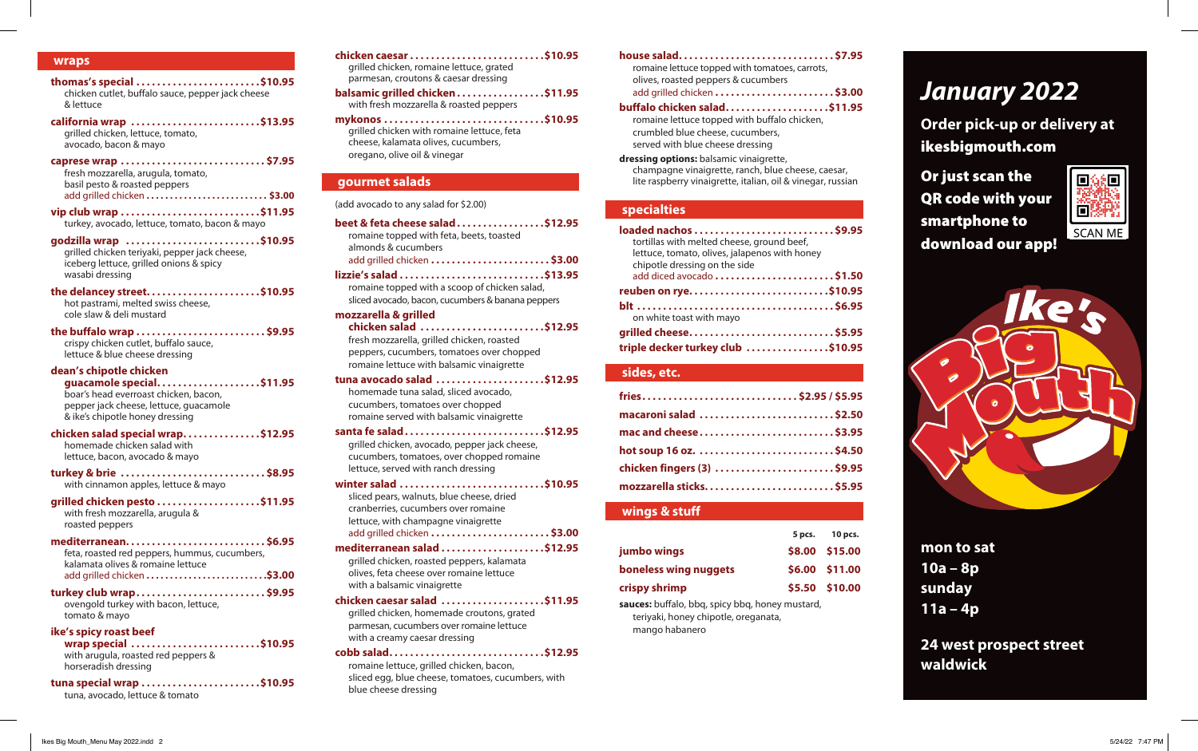## wraps

**thomas's special** ........................ **$10.95**
chicken cutlet, buffalo sauce, pepper jack cheese & lettuce

**california wrap** ......................... **$13.95**
grilled chicken, lettuce, tomato, avocado, bacon & mayo

**caprese wrap** ............................ **$7.95**
fresh mozzarella, arugula, tomato, basil pesto & roasted peppers
add grilled chicken ......................... $3.00

**vip club wrap** ........................... **$11.95**
turkey, avocado, lettuce, tomato, bacon & mayo

**godzilla wrap** .......................... **$10.95**
grilled chicken teriyaki, pepper jack cheese, iceberg lettuce, grilled onions & spicy wasabi dressing

**the delancey street**...................... **$10.95**
hot pastrami, melted swiss cheese, cole slaw & deli mustard

**the buffalo wrap** ......................... **$9.95**
crispy chicken cutlet, buffalo sauce, lettuce & blue cheese dressing

**dean's chipotle chicken guacamole special**.................... **$11.95**
boar's head everroast chicken, bacon, pepper jack cheese, lettuce, guacamole & ike's chipotle honey dressing

**chicken salad special wrap**............... **$12.95**
homemade chicken salad with lettuce, bacon, avocado & mayo

**turkey & brie** ............................ **$8.95**
with cinnamon apples, lettuce & mayo

**grilled chicken pesto** .................... **$11.95**
with fresh mozzarella, arugula & roasted peppers

**mediterranean**........................... **$6.95**
feta, roasted red peppers, hummus, cucumbers, kalamata olives & romaine lettuce
add grilled chicken .........................$3.00

**turkey club wrap**......................... **$9.95**
ovengold turkey with bacon, lettuce, tomato & mayo

**ike's spicy roast beef wrap special** ......................... **$10.95**
with arugula, roasted red peppers & horseradish dressing

**tuna special wrap** ....................... **$10.95**
tuna, avocado, lettuce & tomato

**chicken caesar** .......................... **$10.95**
grilled chicken, romaine lettuce, grated parmesan, croutons & caesar dressing

**balsamic grilled chicken**................. **$11.95**
with fresh mozzarella & roasted peppers

**mykonos** .............................. **$10.95**
grilled chicken with romaine lettuce, feta cheese, kalamata olives, cucumbers, oregano, olive oil & vinegar

## gourmet salads

(add avocado to any salad for $2.00)

**beet & feta cheese salad**................. **$12.95**
romaine topped with feta, beets, toasted almonds & cucumbers
add grilled chicken ....................... $3.00

**lizzie's salad** ............................ **$13.95**
romaine topped with a scoop of chicken salad, sliced avocado, bacon, cucumbers & banana peppers

**mozzarella & grilled chicken salad** ........................ **$12.95**
fresh mozzarella, grilled chicken, roasted peppers, cucumbers, tomatoes over chopped romaine lettuce with balsamic vinaigrette

**tuna avocado salad** ..................... **$12.95**
homemade tuna salad, sliced avocado, cucumbers, tomatoes over chopped romaine served with balsamic vinaigrette

**santa fe salad**........................... **$12.95**
grilled chicken, avocado, pepper jack cheese, cucumbers, tomatoes, over chopped romaine lettuce, served with ranch dressing

**winter salad** ........................... **$10.95**
sliced pears, walnuts, blue cheese, dried cranberries, cucumbers over romaine lettuce, with champagne vinaigrette
add grilled chicken ....................... $3.00

**mediterranean salad** .................... **$12.95**
grilled chicken, roasted peppers, kalamata olives, feta cheese over romaine lettuce with a balsamic vinaigrette

**chicken caesar salad** ................... **$11.95**
grilled chicken, homemade croutons, grated parmesan, cucumbers over romaine lettuce with a creamy caesar dressing

**cobb salad**............................. **$12.95**
romaine lettuce, grilled chicken, bacon, sliced egg, blue cheese, tomatoes, cucumbers, with blue cheese dressing

**house salad**.............................. **$7.95**
romaine lettuce topped with tomatoes, carrots, olives, roasted peppers & cucumbers
add grilled chicken ....................... $3.00

**buffalo chicken salad**.................... **$11.95**
romaine lettuce topped with buffalo chicken, crumbled blue cheese, cucumbers, served with blue cheese dressing

**dressing options:** balsamic vinaigrette, champagne vinaigrette, ranch, blue cheese, caesar, lite raspberry vinaigrette, italian, oil & vinegar, russian

## specialties

**loaded nachos** ........................... **$9.95**
tortillas with melted cheese, ground beef, lettuce, tomato, olives, jalapenos with honey chipotle dressing on the side
add diced avocado ........................ $1.50

**reuben on rye**........................... **$10.95**

**blt** ...................................... **$6.95**
on white toast with mayo

**grilled cheese**........................... **$5.95**

**triple decker turkey club** ................ **$10.95**

## sides, etc.

**fries**............................. **$2.95 / $5.95**

**macaroni salad** .......................... **$2.50**

**mac and cheese**.......................... **$3.95**

**hot soup 16 oz.** .......................... **$4.50**

**chicken fingers (3)** ....................... **$9.95**

**mozzarella sticks**......................... **$5.95**

## wings & stuff

| | 5 pcs. | 10 pcs. |
|---|---|---|
| **jumbo wings** | $8.00 | $15.00 |
| **boneless wing nuggets** | $6.00 | $11.00 |
| **crispy shrimp** | $5.50 | $10.00 |

**sauces:** buffalo, bbq, spicy bbq, honey mustard, teriyaki, honey chipotle, oreganata, mango habanero

# *January 2022*

**Order pick-up or delivery at ikesbigmouth.com**

**Or just scan the QR code with your smartphone to download our app!**

SCAN ME

Ike's Big Mouth

**mon to sat**
**10a – 8p**
**sunday**
**11a – 4p**

**24 west prospect street**
**waldwick**